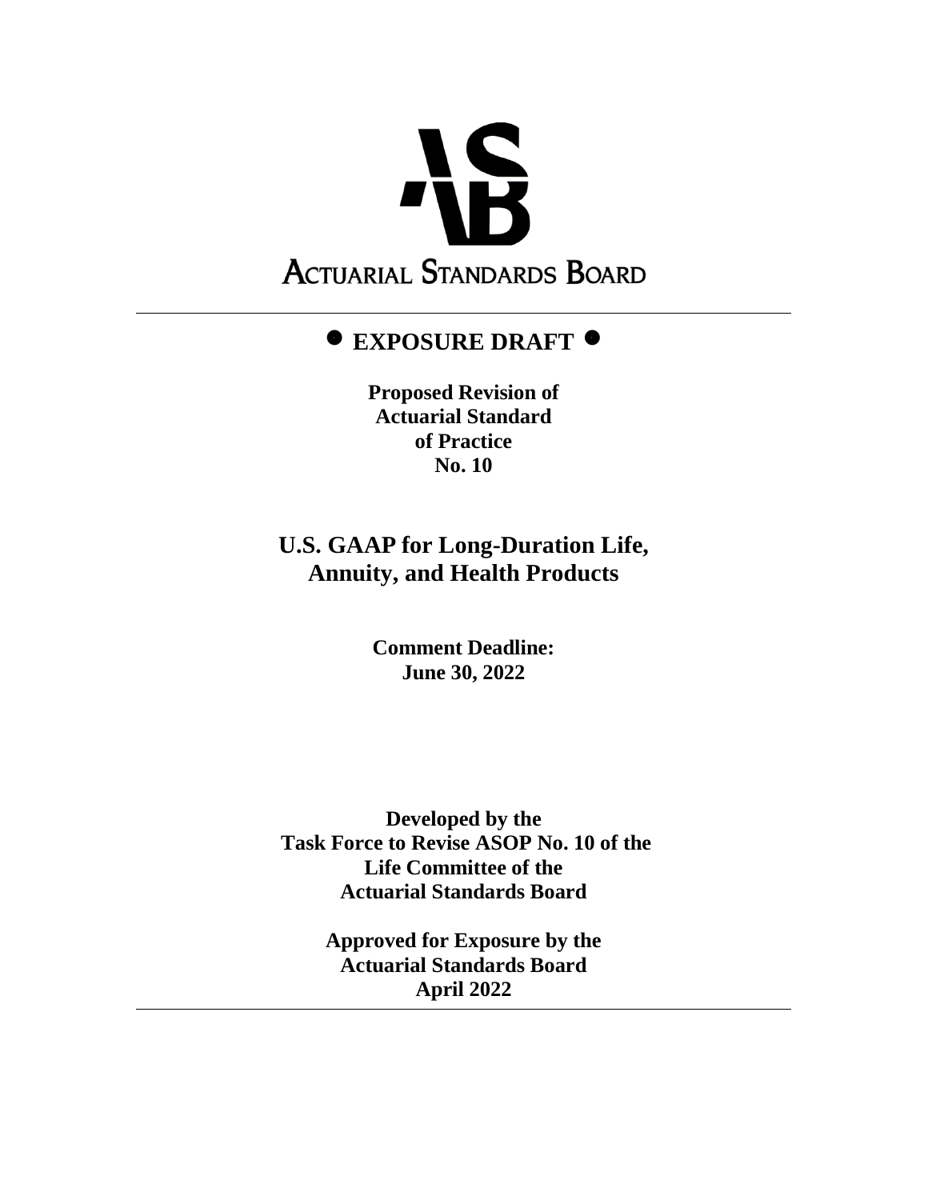**ACTUARIAL STANDARDS BOARD**

---

# ● EXPOSURE DRAFT ●

**Proposed Revision of Actuarial Standard of Practice No. 10**

## U.S. GAAP for Long-Duration Life, Annuity, and Health Products

**Comment Deadline: June 30, 2022**

**Developed by the Task Force to Revise ASOP No. 10 of the Life Committee of the Actuarial Standards Board**

**Approved for Exposure by the Actuarial Standards Board April 2022**

---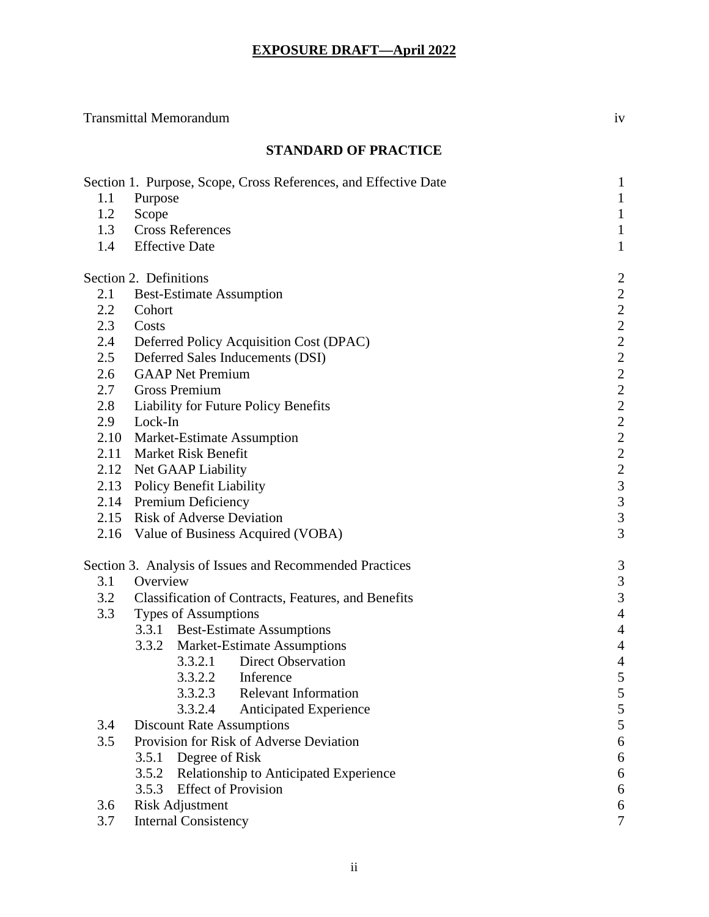**EXPOSURE DRAFT—April 2022**

Transmittal Memorandum iv

**STANDARD OF PRACTICE**

| | | |
|---|---|---|
| Section 1. Purpose, Scope, Cross References, and Effective Date | | 1 |
| 1.1 | Purpose | 1 |
| 1.2 | Scope | 1 |
| 1.3 | Cross References | 1 |
| 1.4 | Effective Date | 1 |
| Section 2. Definitions | | 2 |
| 2.1 | Best-Estimate Assumption | 2 |
| 2.2 | Cohort | 2 |
| 2.3 | Costs | 2 |
| 2.4 | Deferred Policy Acquisition Cost (DPAC) | 2 |
| 2.5 | Deferred Sales Inducements (DSI) | 2 |
| 2.6 | GAAP Net Premium | 2 |
| 2.7 | Gross Premium | 2 |
| 2.8 | Liability for Future Policy Benefits | 2 |
| 2.9 | Lock-In | 2 |
| 2.10 | Market-Estimate Assumption | 2 |
| 2.11 | Market Risk Benefit | 2 |
| 2.12 | Net GAAP Liability | 2 |
| 2.13 | Policy Benefit Liability | 3 |
| 2.14 | Premium Deficiency | 3 |
| 2.15 | Risk of Adverse Deviation | 3 |
| 2.16 | Value of Business Acquired (VOBA) | 3 |
| Section 3. Analysis of Issues and Recommended Practices | | 3 |
| 3.1 | Overview | 3 |
| 3.2 | Classification of Contracts, Features, and Benefits | 3 |
| 3.3 | Types of Assumptions | 4 |
| | 3.3.1 Best-Estimate Assumptions | 4 |
| | 3.3.2 Market-Estimate Assumptions | 4 |
| | 3.3.2.1 Direct Observation | 4 |
| | 3.3.2.2 Inference | 5 |
| | 3.3.2.3 Relevant Information | 5 |
| | 3.3.2.4 Anticipated Experience | 5 |
| 3.4 | Discount Rate Assumptions | 5 |
| 3.5 | Provision for Risk of Adverse Deviation | 6 |
| | 3.5.1 Degree of Risk | 6 |
| | 3.5.2 Relationship to Anticipated Experience | 6 |
| | 3.5.3 Effect of Provision | 6 |
| 3.6 | Risk Adjustment | 6 |
| 3.7 | Internal Consistency | 7 |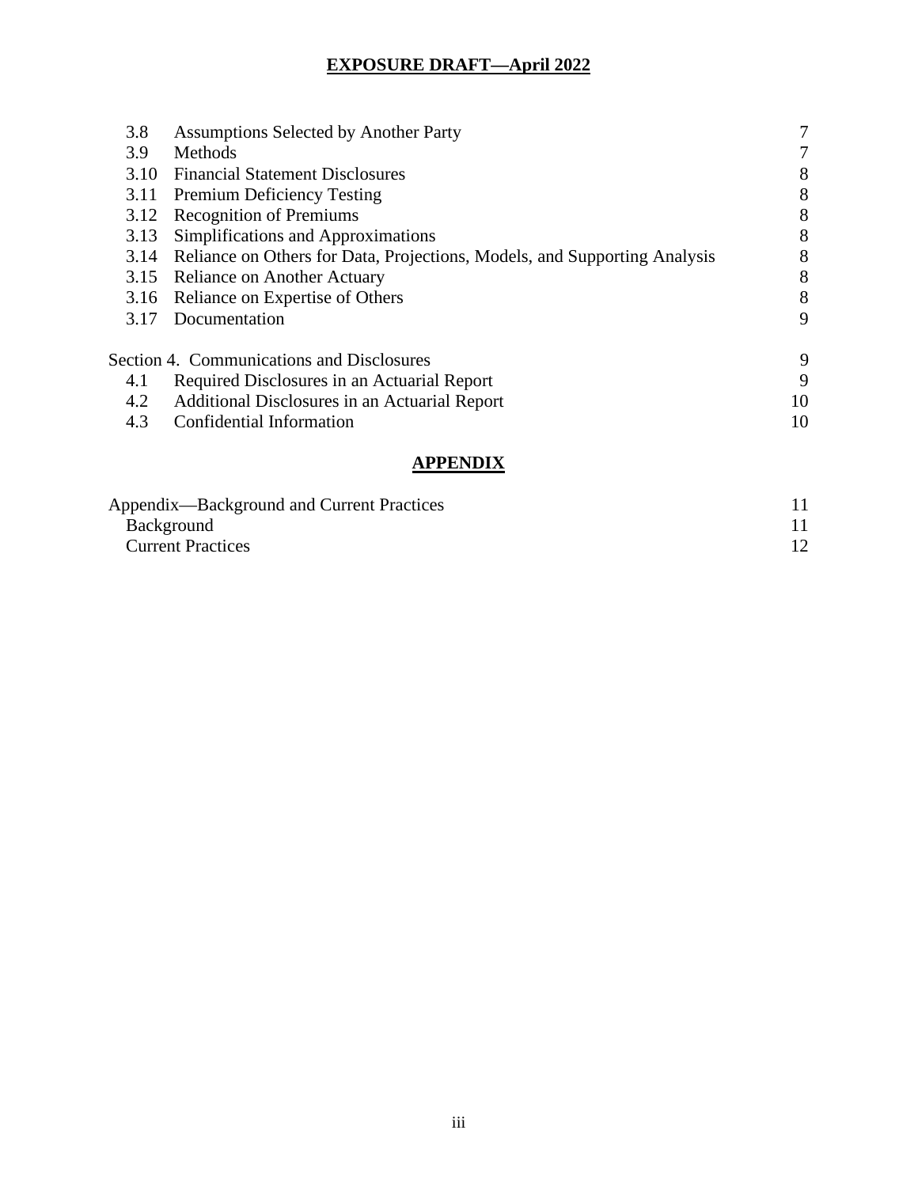**EXPOSURE DRAFT—April 2022**

| | | |
|---|---|---|
| 3.8 | Assumptions Selected by Another Party | 7 |
| 3.9 | Methods | 7 |
| 3.10 | Financial Statement Disclosures | 8 |
| 3.11 | Premium Deficiency Testing | 8 |
| 3.12 | Recognition of Premiums | 8 |
| 3.13 | Simplifications and Approximations | 8 |
| 3.14 | Reliance on Others for Data, Projections, Models, and Supporting Analysis | 8 |
| 3.15 | Reliance on Another Actuary | 8 |
| 3.16 | Reliance on Expertise of Others | 8 |
| 3.17 | Documentation | 9 |
| Section 4. | Communications and Disclosures | 9 |
| 4.1 | Required Disclosures in an Actuarial Report | 9 |
| 4.2 | Additional Disclosures in an Actuarial Report | 10 |
| 4.3 | Confidential Information | 10 |

**APPENDIX**

| | |
|---|---|
| Appendix—Background and Current Practices | 11 |
| Background | 11 |
| Current Practices | 12 |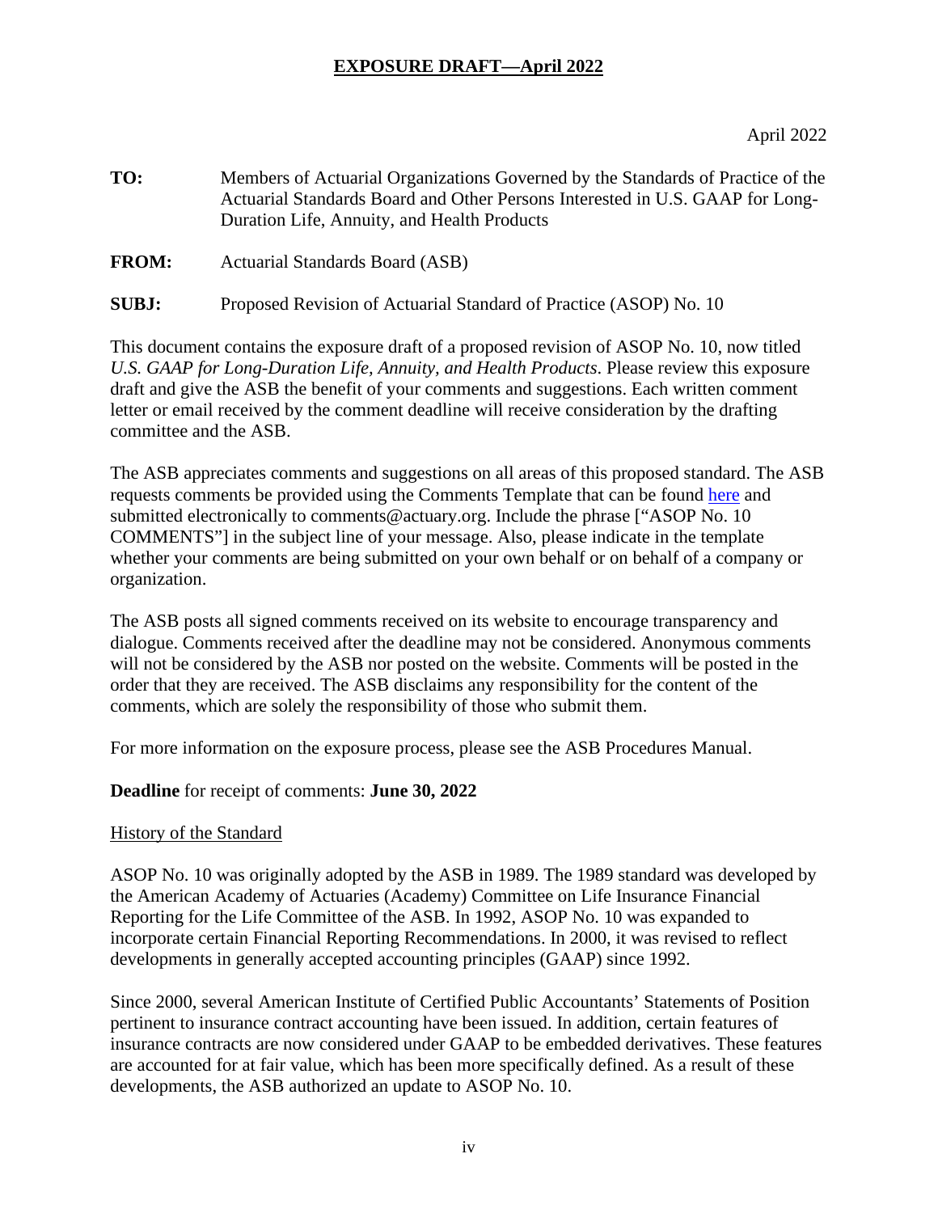**EXPOSURE DRAFT—April 2022**

April 2022

**TO:** Members of Actuarial Organizations Governed by the Standards of Practice of the Actuarial Standards Board and Other Persons Interested in U.S. GAAP for Long-Duration Life, Annuity, and Health Products

**FROM:** Actuarial Standards Board (ASB)

**SUBJ:** Proposed Revision of Actuarial Standard of Practice (ASOP) No. 10

This document contains the exposure draft of a proposed revision of ASOP No. 10, now titled *U.S. GAAP for Long-Duration Life, Annuity, and Health Products*. Please review this exposure draft and give the ASB the benefit of your comments and suggestions. Each written comment letter or email received by the comment deadline will receive consideration by the drafting committee and the ASB.

The ASB appreciates comments and suggestions on all areas of this proposed standard. The ASB requests comments be provided using the Comments Template that can be found here and submitted electronically to comments@actuary.org. Include the phrase ["ASOP No. 10 COMMENTS"] in the subject line of your message. Also, please indicate in the template whether your comments are being submitted on your own behalf or on behalf of a company or organization.

The ASB posts all signed comments received on its website to encourage transparency and dialogue. Comments received after the deadline may not be considered. Anonymous comments will not be considered by the ASB nor posted on the website. Comments will be posted in the order that they are received. The ASB disclaims any responsibility for the content of the comments, which are solely the responsibility of those who submit them.

For more information on the exposure process, please see the ASB Procedures Manual.

**Deadline** for receipt of comments: **June 30, 2022**

History of the Standard

ASOP No. 10 was originally adopted by the ASB in 1989. The 1989 standard was developed by the American Academy of Actuaries (Academy) Committee on Life Insurance Financial Reporting for the Life Committee of the ASB. In 1992, ASOP No. 10 was expanded to incorporate certain Financial Reporting Recommendations. In 2000, it was revised to reflect developments in generally accepted accounting principles (GAAP) since 1992.

Since 2000, several American Institute of Certified Public Accountants' Statements of Position pertinent to insurance contract accounting have been issued. In addition, certain features of insurance contracts are now considered under GAAP to be embedded derivatives. These features are accounted for at fair value, which has been more specifically defined. As a result of these developments, the ASB authorized an update to ASOP No. 10.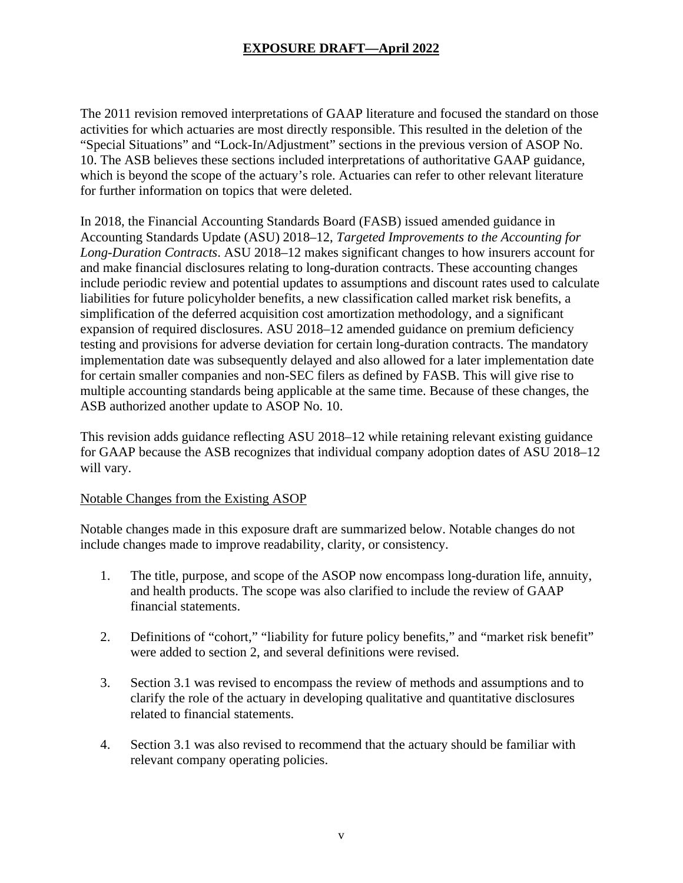The 2011 revision removed interpretations of GAAP literature and focused the standard on those activities for which actuaries are most directly responsible. This resulted in the deletion of the "Special Situations" and "Lock-In/Adjustment" sections in the previous version of ASOP No. 10. The ASB believes these sections included interpretations of authoritative GAAP guidance, which is beyond the scope of the actuary's role. Actuaries can refer to other relevant literature for further information on topics that were deleted.

In 2018, the Financial Accounting Standards Board (FASB) issued amended guidance in Accounting Standards Update (ASU) 2018–12, *Targeted Improvements to the Accounting for Long-Duration Contracts*. ASU 2018–12 makes significant changes to how insurers account for and make financial disclosures relating to long-duration contracts. These accounting changes include periodic review and potential updates to assumptions and discount rates used to calculate liabilities for future policyholder benefits, a new classification called market risk benefits, a simplification of the deferred acquisition cost amortization methodology, and a significant expansion of required disclosures. ASU 2018–12 amended guidance on premium deficiency testing and provisions for adverse deviation for certain long-duration contracts. The mandatory implementation date was subsequently delayed and also allowed for a later implementation date for certain smaller companies and non-SEC filers as defined by FASB. This will give rise to multiple accounting standards being applicable at the same time. Because of these changes, the ASB authorized another update to ASOP No. 10.

This revision adds guidance reflecting ASU 2018–12 while retaining relevant existing guidance for GAAP because the ASB recognizes that individual company adoption dates of ASU 2018–12 will vary.

## Notable Changes from the Existing ASOP

Notable changes made in this exposure draft are summarized below. Notable changes do not include changes made to improve readability, clarity, or consistency.

1. The title, purpose, and scope of the ASOP now encompass long-duration life, annuity, and health products. The scope was also clarified to include the review of GAAP financial statements.

2. Definitions of "cohort," "liability for future policy benefits," and "market risk benefit" were added to section 2, and several definitions were revised.

3. Section 3.1 was revised to encompass the review of methods and assumptions and to clarify the role of the actuary in developing qualitative and quantitative disclosures related to financial statements.

4. Section 3.1 was also revised to recommend that the actuary should be familiar with relevant company operating policies.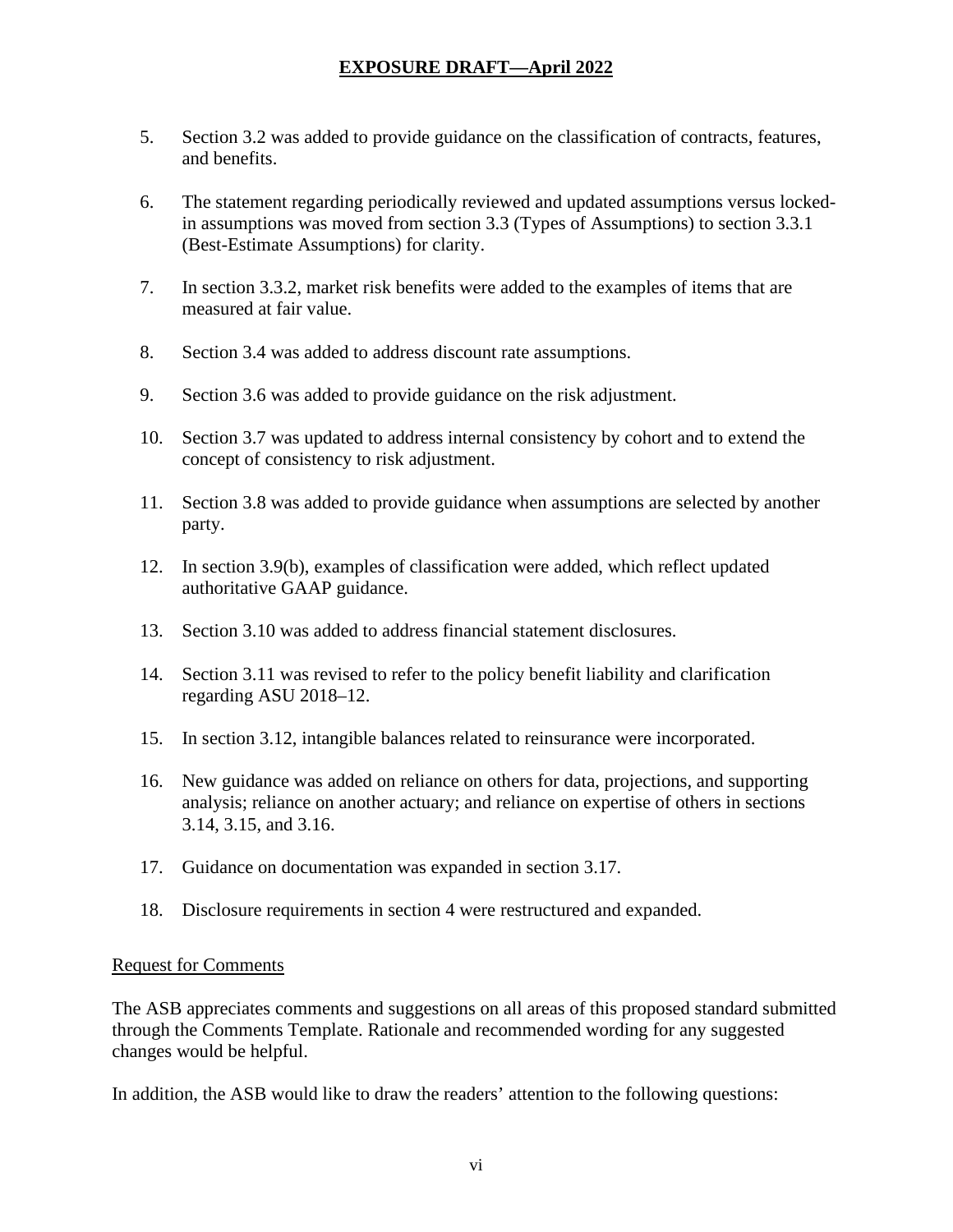5. Section 3.2 was added to provide guidance on the classification of contracts, features, and benefits.

6. The statement regarding periodically reviewed and updated assumptions versus locked-in assumptions was moved from section 3.3 (Types of Assumptions) to section 3.3.1 (Best-Estimate Assumptions) for clarity.

7. In section 3.3.2, market risk benefits were added to the examples of items that are measured at fair value.

8. Section 3.4 was added to address discount rate assumptions.

9. Section 3.6 was added to provide guidance on the risk adjustment.

10. Section 3.7 was updated to address internal consistency by cohort and to extend the concept of consistency to risk adjustment.

11. Section 3.8 was added to provide guidance when assumptions are selected by another party.

12. In section 3.9(b), examples of classification were added, which reflect updated authoritative GAAP guidance.

13. Section 3.10 was added to address financial statement disclosures.

14. Section 3.11 was revised to refer to the policy benefit liability and clarification regarding ASU 2018–12.

15. In section 3.12, intangible balances related to reinsurance were incorporated.

16. New guidance was added on reliance on others for data, projections, and supporting analysis; reliance on another actuary; and reliance on expertise of others in sections 3.14, 3.15, and 3.16.

17. Guidance on documentation was expanded in section 3.17.

18. Disclosure requirements in section 4 were restructured and expanded.

Request for Comments

The ASB appreciates comments and suggestions on all areas of this proposed standard submitted through the Comments Template. Rationale and recommended wording for any suggested changes would be helpful.

In addition, the ASB would like to draw the readers' attention to the following questions: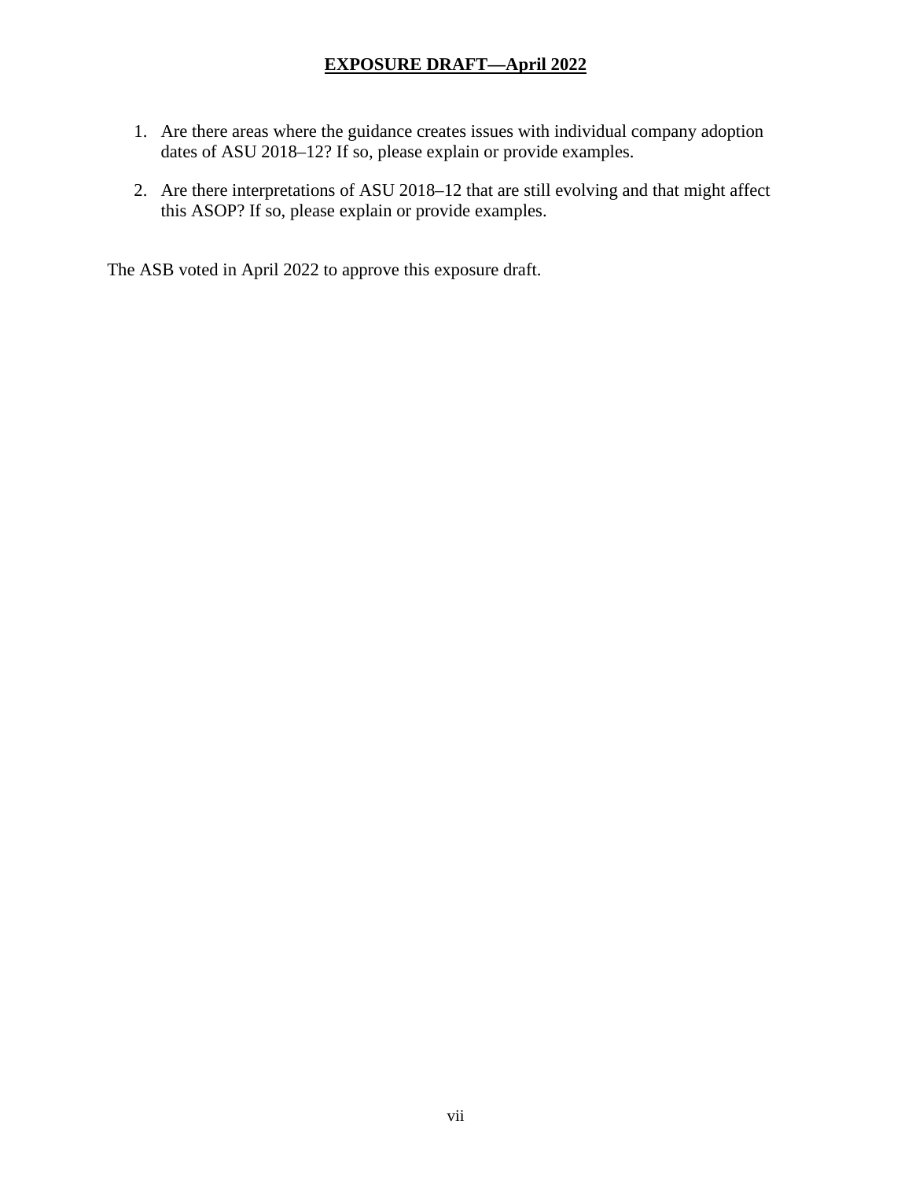1. Are there areas where the guidance creates issues with individual company adoption dates of ASU 2018–12? If so, please explain or provide examples.

2. Are there interpretations of ASU 2018–12 that are still evolving and that might affect this ASOP? If so, please explain or provide examples.

The ASB voted in April 2022 to approve this exposure draft.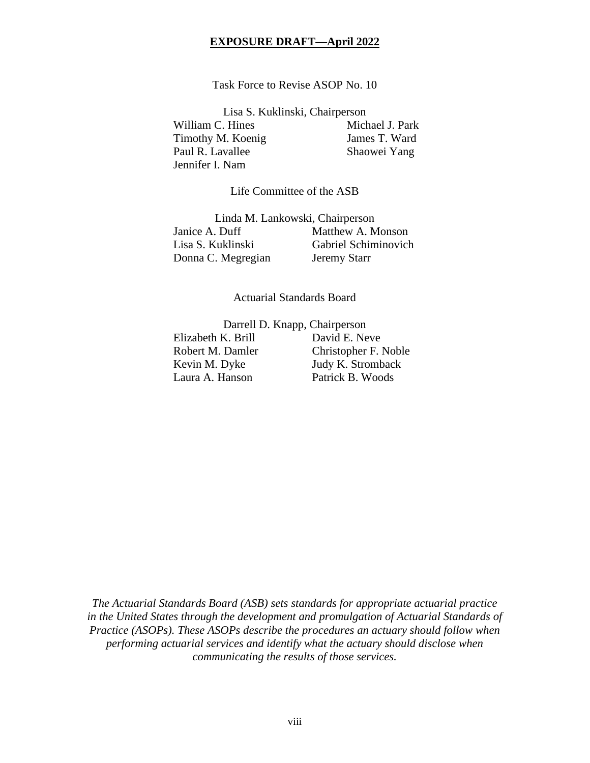**EXPOSURE DRAFT—April 2022**

Task Force to Revise ASOP No. 10

Lisa S. Kuklinski, Chairperson

William C. Hines
Michael J. Park
Timothy M. Koenig
James T. Ward
Paul R. Lavallee
Shaowei Yang
Jennifer I. Nam

Life Committee of the ASB

Linda M. Lankowski, Chairperson

Janice A. Duff
Matthew A. Monson
Lisa S. Kuklinski
Gabriel Schiminovich
Donna C. Megregian
Jeremy Starr

Actuarial Standards Board

Darrell D. Knapp, Chairperson

Elizabeth K. Brill
David E. Neve
Robert M. Damler
Christopher F. Noble
Kevin M. Dyke
Judy K. Stromback
Laura A. Hanson
Patrick B. Woods

*The Actuarial Standards Board (ASB) sets standards for appropriate actuarial practice in the United States through the development and promulgation of Actuarial Standards of Practice (ASOPs). These ASOPs describe the procedures an actuary should follow when performing actuarial services and identify what the actuary should disclose when communicating the results of those services.*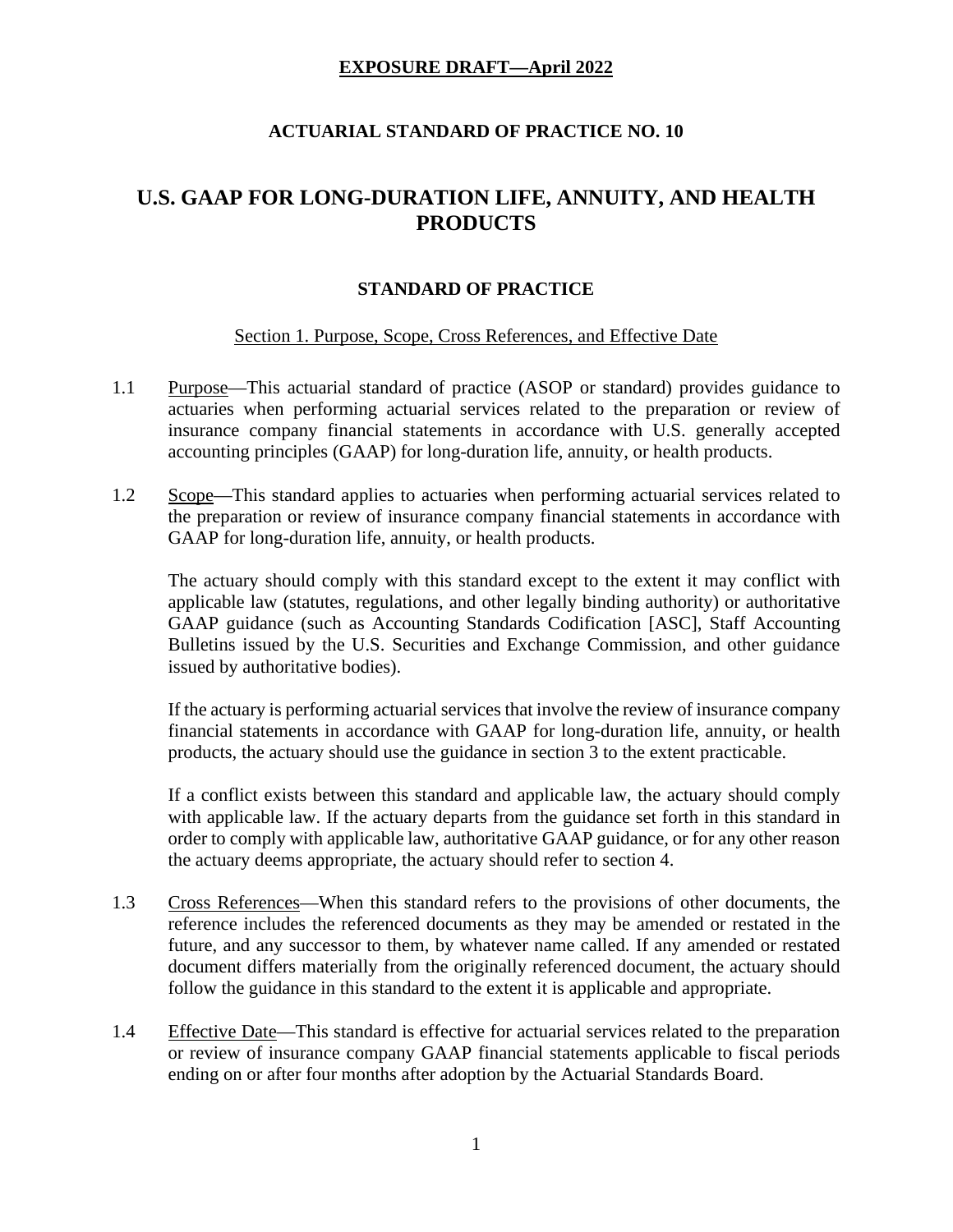**EXPOSURE DRAFT—April 2022**

**ACTUARIAL STANDARD OF PRACTICE NO. 10**

# U.S. GAAP FOR LONG-DURATION LIFE, ANNUITY, AND HEALTH PRODUCTS

## STANDARD OF PRACTICE

### Section 1. Purpose, Scope, Cross References, and Effective Date

1.1 Purpose—This actuarial standard of practice (ASOP or standard) provides guidance to actuaries when performing actuarial services related to the preparation or review of insurance company financial statements in accordance with U.S. generally accepted accounting principles (GAAP) for long-duration life, annuity, or health products.

1.2 Scope—This standard applies to actuaries when performing actuarial services related to the preparation or review of insurance company financial statements in accordance with GAAP for long-duration life, annuity, or health products.

The actuary should comply with this standard except to the extent it may conflict with applicable law (statutes, regulations, and other legally binding authority) or authoritative GAAP guidance (such as Accounting Standards Codification [ASC], Staff Accounting Bulletins issued by the U.S. Securities and Exchange Commission, and other guidance issued by authoritative bodies).

If the actuary is performing actuarial services that involve the review of insurance company financial statements in accordance with GAAP for long-duration life, annuity, or health products, the actuary should use the guidance in section 3 to the extent practicable.

If a conflict exists between this standard and applicable law, the actuary should comply with applicable law. If the actuary departs from the guidance set forth in this standard in order to comply with applicable law, authoritative GAAP guidance, or for any other reason the actuary deems appropriate, the actuary should refer to section 4.

1.3 Cross References—When this standard refers to the provisions of other documents, the reference includes the referenced documents as they may be amended or restated in the future, and any successor to them, by whatever name called. If any amended or restated document differs materially from the originally referenced document, the actuary should follow the guidance in this standard to the extent it is applicable and appropriate.

1.4 Effective Date—This standard is effective for actuarial services related to the preparation or review of insurance company GAAP financial statements applicable to fiscal periods ending on or after four months after adoption by the Actuarial Standards Board.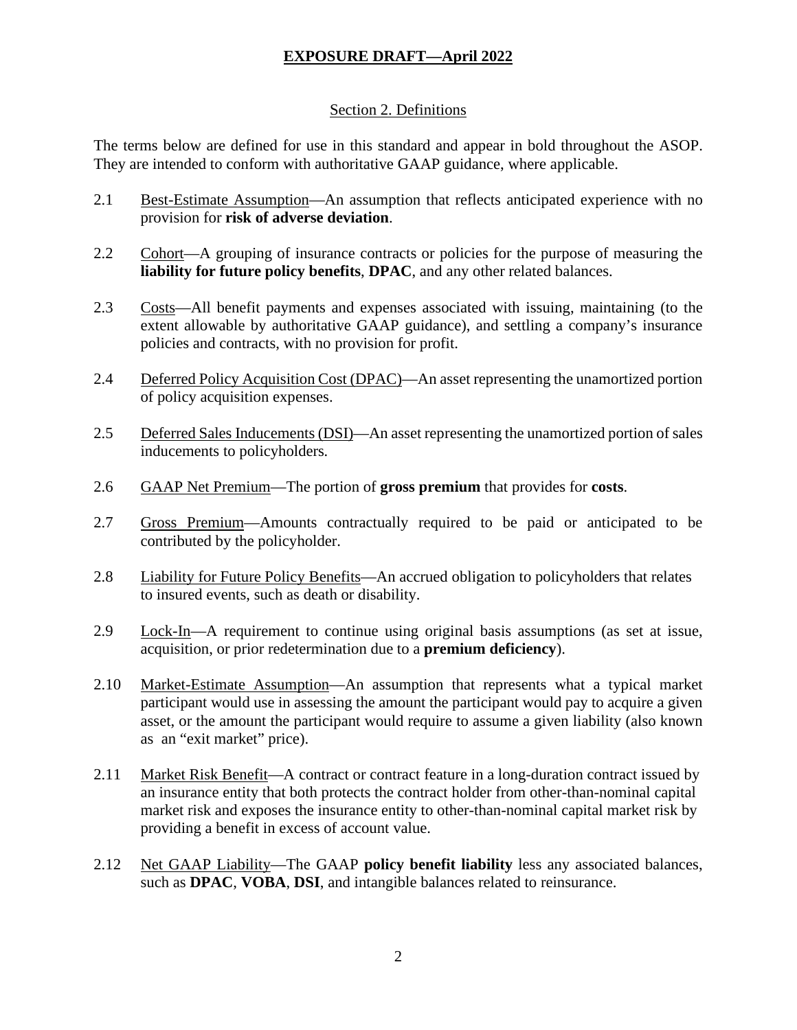**EXPOSURE DRAFT—April 2022**

## Section 2. Definitions

The terms below are defined for use in this standard and appear in bold throughout the ASOP. They are intended to conform with authoritative GAAP guidance, where applicable.

2.1 Best-Estimate Assumption—An assumption that reflects anticipated experience with no provision for **risk of adverse deviation**.

2.2 Cohort—A grouping of insurance contracts or policies for the purpose of measuring the **liability for future policy benefits**, **DPAC**, and any other related balances.

2.3 Costs—All benefit payments and expenses associated with issuing, maintaining (to the extent allowable by authoritative GAAP guidance), and settling a company's insurance policies and contracts, with no provision for profit.

2.4 Deferred Policy Acquisition Cost (DPAC)—An asset representing the unamortized portion of policy acquisition expenses.

2.5 Deferred Sales Inducements (DSI)—An asset representing the unamortized portion of sales inducements to policyholders.

2.6 GAAP Net Premium—The portion of **gross premium** that provides for **costs**.

2.7 Gross Premium—Amounts contractually required to be paid or anticipated to be contributed by the policyholder.

2.8 Liability for Future Policy Benefits—An accrued obligation to policyholders that relates to insured events, such as death or disability.

2.9 Lock-In—A requirement to continue using original basis assumptions (as set at issue, acquisition, or prior redetermination due to a **premium deficiency**).

2.10 Market-Estimate Assumption—An assumption that represents what a typical market participant would use in assessing the amount the participant would pay to acquire a given asset, or the amount the participant would require to assume a given liability (also known as an "exit market" price).

2.11 Market Risk Benefit—A contract or contract feature in a long-duration contract issued by an insurance entity that both protects the contract holder from other-than-nominal capital market risk and exposes the insurance entity to other-than-nominal capital market risk by providing a benefit in excess of account value.

2.12 Net GAAP Liability—The GAAP **policy benefit liability** less any associated balances, such as **DPAC**, **VOBA**, **DSI**, and intangible balances related to reinsurance.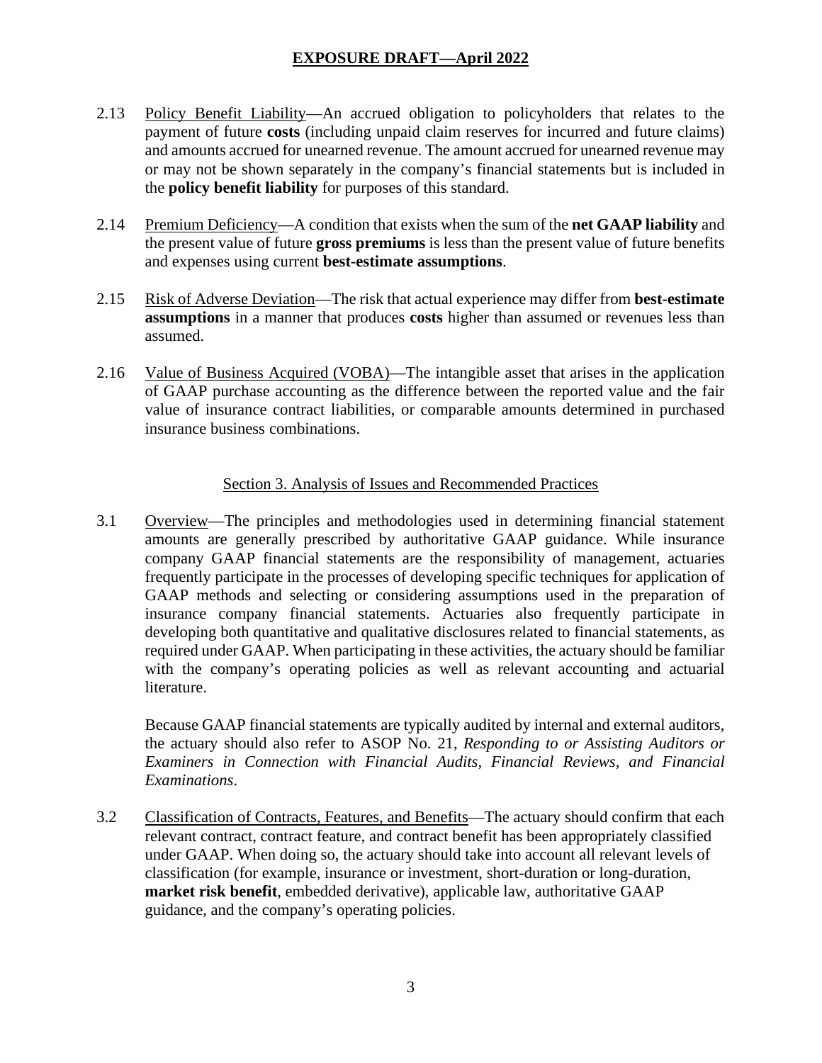2.13 Policy Benefit Liability—An accrued obligation to policyholders that relates to the payment of future **costs** (including unpaid claim reserves for incurred and future claims) and amounts accrued for unearned revenue. The amount accrued for unearned revenue may or may not be shown separately in the company's financial statements but is included in the **policy benefit liability** for purposes of this standard.

2.14 Premium Deficiency—A condition that exists when the sum of the **net GAAP liability** and the present value of future **gross premiums** is less than the present value of future benefits and expenses using current **best-estimate assumptions**.

2.15 Risk of Adverse Deviation—The risk that actual experience may differ from **best-estimate assumptions** in a manner that produces **costs** higher than assumed or revenues less than assumed.

2.16 Value of Business Acquired (VOBA)—The intangible asset that arises in the application of GAAP purchase accounting as the difference between the reported value and the fair value of insurance contract liabilities, or comparable amounts determined in purchased insurance business combinations.

## Section 3. Analysis of Issues and Recommended Practices

3.1 Overview—The principles and methodologies used in determining financial statement amounts are generally prescribed by authoritative GAAP guidance. While insurance company GAAP financial statements are the responsibility of management, actuaries frequently participate in the processes of developing specific techniques for application of GAAP methods and selecting or considering assumptions used in the preparation of insurance company financial statements. Actuaries also frequently participate in developing both quantitative and qualitative disclosures related to financial statements, as required under GAAP. When participating in these activities, the actuary should be familiar with the company's operating policies as well as relevant accounting and actuarial literature.

Because GAAP financial statements are typically audited by internal and external auditors, the actuary should also refer to ASOP No. 21, *Responding to or Assisting Auditors or Examiners in Connection with Financial Audits, Financial Reviews, and Financial Examinations*.

3.2 Classification of Contracts, Features, and Benefits—The actuary should confirm that each relevant contract, contract feature, and contract benefit has been appropriately classified under GAAP. When doing so, the actuary should take into account all relevant levels of classification (for example, insurance or investment, short-duration or long-duration, **market risk benefit**, embedded derivative), applicable law, authoritative GAAP guidance, and the company's operating policies.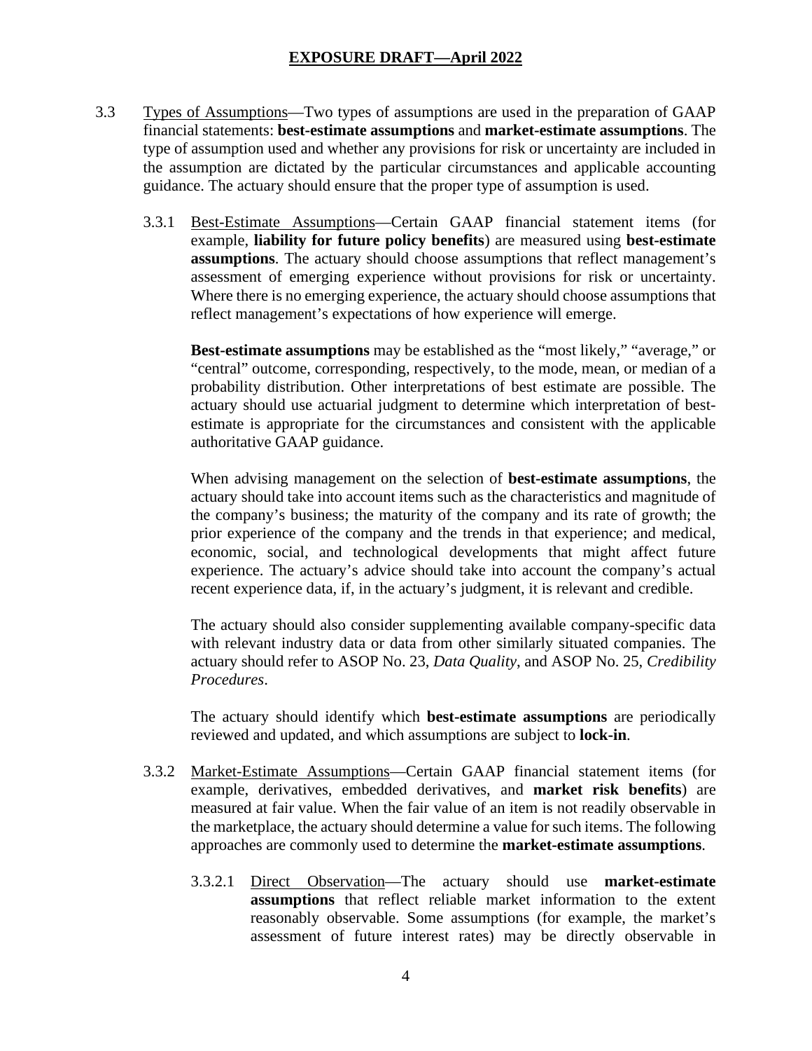3.3 Types of Assumptions—Two types of assumptions are used in the preparation of GAAP financial statements: **best-estimate assumptions** and **market-estimate assumptions**. The type of assumption used and whether any provisions for risk or uncertainty are included in the assumption are dictated by the particular circumstances and applicable accounting guidance. The actuary should ensure that the proper type of assumption is used.

3.3.1 Best-Estimate Assumptions—Certain GAAP financial statement items (for example, **liability for future policy benefits**) are measured using **best-estimate assumptions**. The actuary should choose assumptions that reflect management's assessment of emerging experience without provisions for risk or uncertainty. Where there is no emerging experience, the actuary should choose assumptions that reflect management's expectations of how experience will emerge.

**Best-estimate assumptions** may be established as the "most likely," "average," or "central" outcome, corresponding, respectively, to the mode, mean, or median of a probability distribution. Other interpretations of best estimate are possible. The actuary should use actuarial judgment to determine which interpretation of best-estimate is appropriate for the circumstances and consistent with the applicable authoritative GAAP guidance.

When advising management on the selection of **best-estimate assumptions**, the actuary should take into account items such as the characteristics and magnitude of the company's business; the maturity of the company and its rate of growth; the prior experience of the company and the trends in that experience; and medical, economic, social, and technological developments that might affect future experience. The actuary's advice should take into account the company's actual recent experience data, if, in the actuary's judgment, it is relevant and credible.

The actuary should also consider supplementing available company-specific data with relevant industry data or data from other similarly situated companies. The actuary should refer to ASOP No. 23, *Data Quality*, and ASOP No. 25, *Credibility Procedures*.

The actuary should identify which **best-estimate assumptions** are periodically reviewed and updated, and which assumptions are subject to **lock-in**.

3.3.2 Market-Estimate Assumptions—Certain GAAP financial statement items (for example, derivatives, embedded derivatives, and **market risk benefits**) are measured at fair value. When the fair value of an item is not readily observable in the marketplace, the actuary should determine a value for such items. The following approaches are commonly used to determine the **market-estimate assumptions**.

3.3.2.1 Direct Observation—The actuary should use **market-estimate assumptions** that reflect reliable market information to the extent reasonably observable. Some assumptions (for example, the market's assessment of future interest rates) may be directly observable in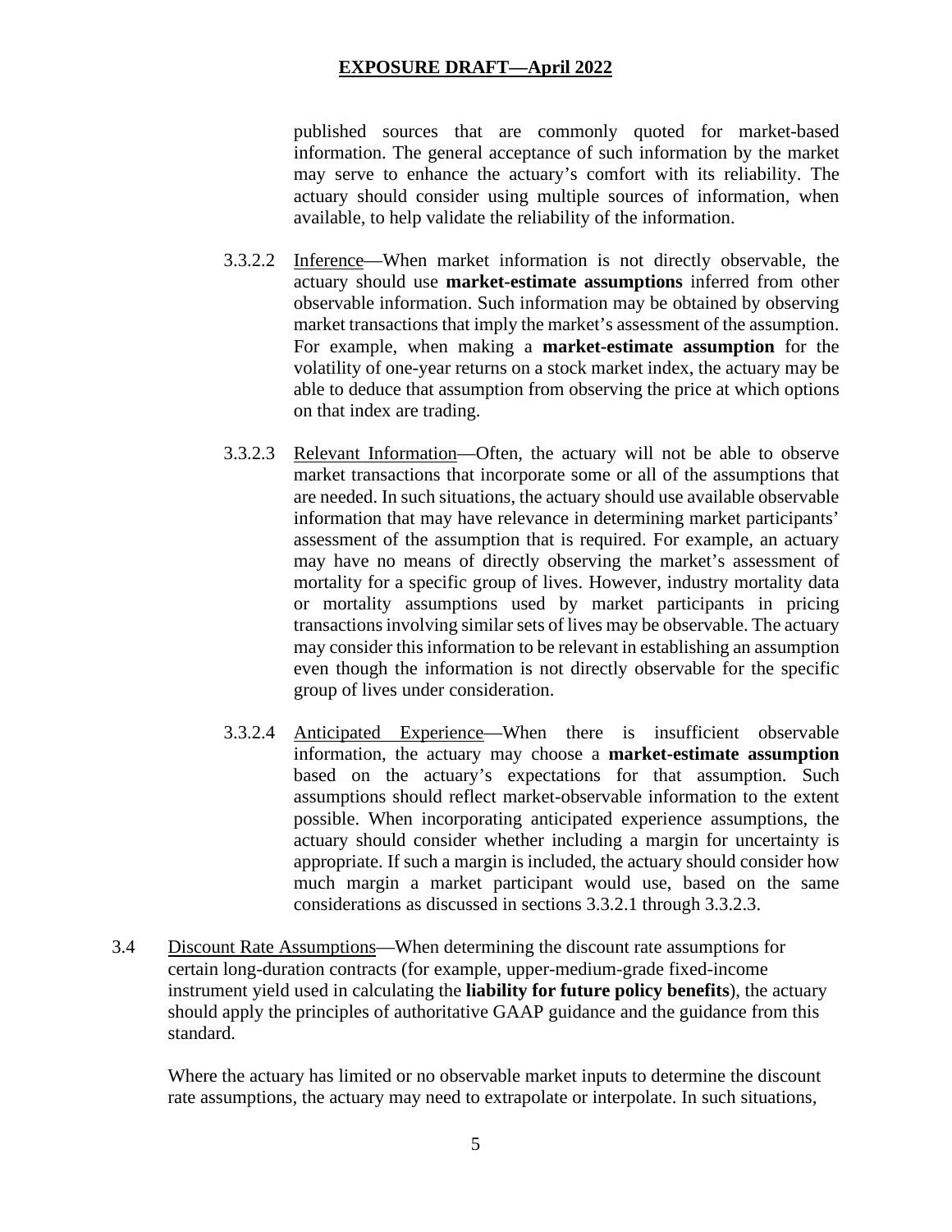published sources that are commonly quoted for market-based information. The general acceptance of such information by the market may serve to enhance the actuary's comfort with its reliability. The actuary should consider using multiple sources of information, when available, to help validate the reliability of the information.

3.3.2.2 Inference—When market information is not directly observable, the actuary should use **market-estimate assumptions** inferred from other observable information. Such information may be obtained by observing market transactions that imply the market's assessment of the assumption. For example, when making a **market-estimate assumption** for the volatility of one-year returns on a stock market index, the actuary may be able to deduce that assumption from observing the price at which options on that index are trading.

3.3.2.3 Relevant Information—Often, the actuary will not be able to observe market transactions that incorporate some or all of the assumptions that are needed. In such situations, the actuary should use available observable information that may have relevance in determining market participants' assessment of the assumption that is required. For example, an actuary may have no means of directly observing the market's assessment of mortality for a specific group of lives. However, industry mortality data or mortality assumptions used by market participants in pricing transactions involving similar sets of lives may be observable. The actuary may consider this information to be relevant in establishing an assumption even though the information is not directly observable for the specific group of lives under consideration.

3.3.2.4 Anticipated Experience—When there is insufficient observable information, the actuary may choose a **market-estimate assumption** based on the actuary's expectations for that assumption. Such assumptions should reflect market-observable information to the extent possible. When incorporating anticipated experience assumptions, the actuary should consider whether including a margin for uncertainty is appropriate. If such a margin is included, the actuary should consider how much margin a market participant would use, based on the same considerations as discussed in sections 3.3.2.1 through 3.3.2.3.

3.4 Discount Rate Assumptions—When determining the discount rate assumptions for certain long-duration contracts (for example, upper-medium-grade fixed-income instrument yield used in calculating the **liability for future policy benefits**), the actuary should apply the principles of authoritative GAAP guidance and the guidance from this standard.

Where the actuary has limited or no observable market inputs to determine the discount rate assumptions, the actuary may need to extrapolate or interpolate. In such situations,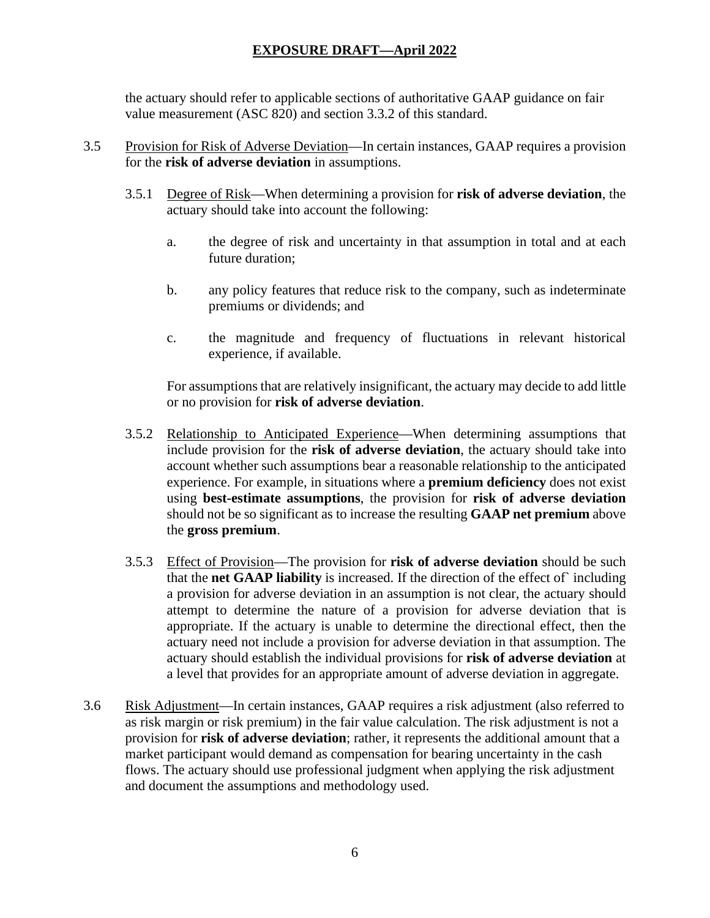the actuary should refer to applicable sections of authoritative GAAP guidance on fair value measurement (ASC 820) and section 3.3.2 of this standard.

3.5 Provision for Risk of Adverse Deviation—In certain instances, GAAP requires a provision for the **risk of adverse deviation** in assumptions.

3.5.1 Degree of Risk—When determining a provision for **risk of adverse deviation**, the actuary should take into account the following:

a. the degree of risk and uncertainty in that assumption in total and at each future duration;

b. any policy features that reduce risk to the company, such as indeterminate premiums or dividends; and

c. the magnitude and frequency of fluctuations in relevant historical experience, if available.

For assumptions that are relatively insignificant, the actuary may decide to add little or no provision for **risk of adverse deviation**.

3.5.2 Relationship to Anticipated Experience—When determining assumptions that include provision for the **risk of adverse deviation**, the actuary should take into account whether such assumptions bear a reasonable relationship to the anticipated experience. For example, in situations where a **premium deficiency** does not exist using **best-estimate assumptions**, the provision for **risk of adverse deviation** should not be so significant as to increase the resulting **GAAP net premium** above the **gross premium**.

3.5.3 Effect of Provision—The provision for **risk of adverse deviation** should be such that the **net GAAP liability** is increased. If the direction of the effect of` including a provision for adverse deviation in an assumption is not clear, the actuary should attempt to determine the nature of a provision for adverse deviation that is appropriate. If the actuary is unable to determine the directional effect, then the actuary need not include a provision for adverse deviation in that assumption. The actuary should establish the individual provisions for **risk of adverse deviation** at a level that provides for an appropriate amount of adverse deviation in aggregate.

3.6 Risk Adjustment—In certain instances, GAAP requires a risk adjustment (also referred to as risk margin or risk premium) in the fair value calculation. The risk adjustment is not a provision for **risk of adverse deviation**; rather, it represents the additional amount that a market participant would demand as compensation for bearing uncertainty in the cash flows. The actuary should use professional judgment when applying the risk adjustment and document the assumptions and methodology used.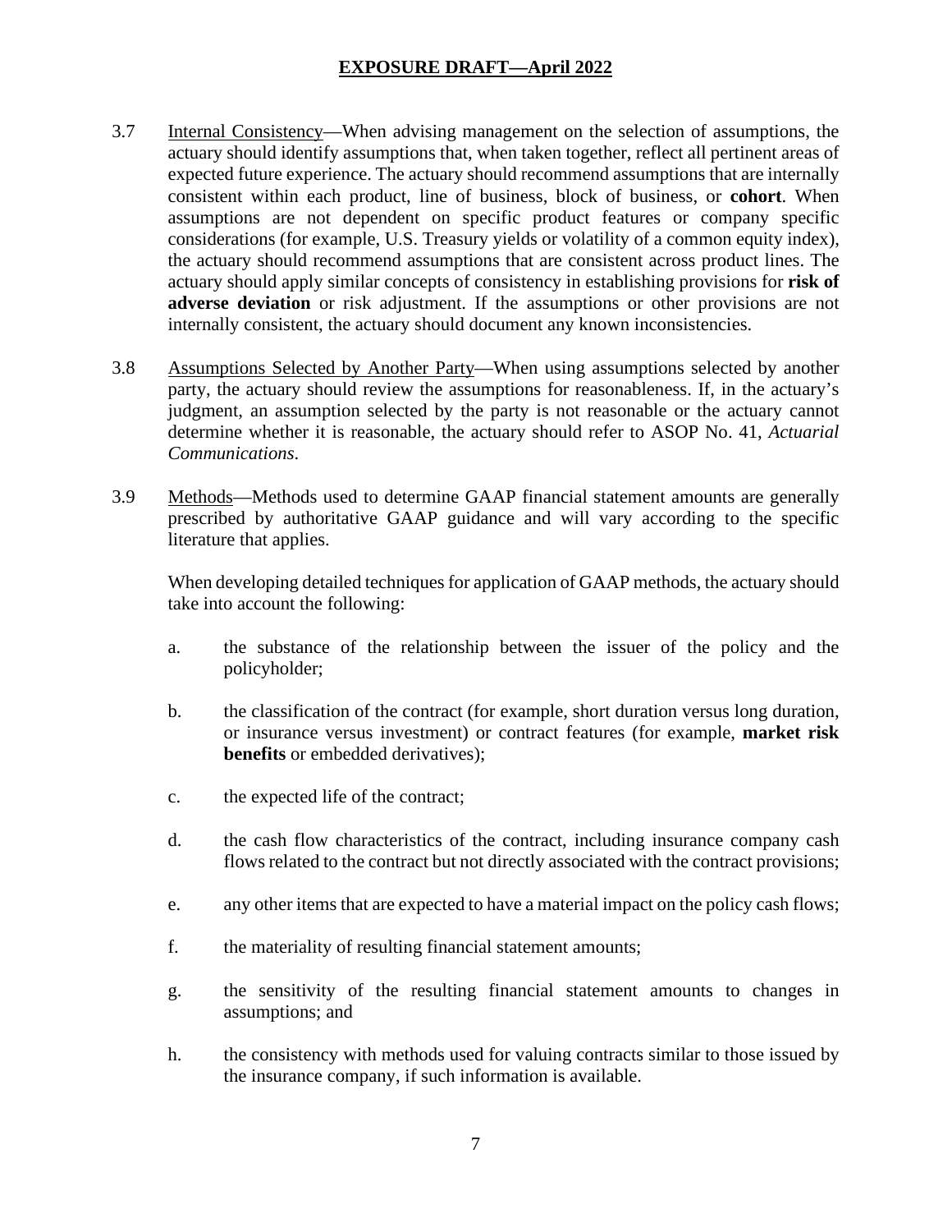3.7 Internal Consistency—When advising management on the selection of assumptions, the actuary should identify assumptions that, when taken together, reflect all pertinent areas of expected future experience. The actuary should recommend assumptions that are internally consistent within each product, line of business, block of business, or **cohort**. When assumptions are not dependent on specific product features or company specific considerations (for example, U.S. Treasury yields or volatility of a common equity index), the actuary should recommend assumptions that are consistent across product lines. The actuary should apply similar concepts of consistency in establishing provisions for **risk of adverse deviation** or risk adjustment. If the assumptions or other provisions are not internally consistent, the actuary should document any known inconsistencies.

3.8 Assumptions Selected by Another Party—When using assumptions selected by another party, the actuary should review the assumptions for reasonableness. If, in the actuary's judgment, an assumption selected by the party is not reasonable or the actuary cannot determine whether it is reasonable, the actuary should refer to ASOP No. 41, *Actuarial Communications*.

3.9 Methods—Methods used to determine GAAP financial statement amounts are generally prescribed by authoritative GAAP guidance and will vary according to the specific literature that applies.

When developing detailed techniques for application of GAAP methods, the actuary should take into account the following:

a. the substance of the relationship between the issuer of the policy and the policyholder;

b. the classification of the contract (for example, short duration versus long duration, or insurance versus investment) or contract features (for example, **market risk benefits** or embedded derivatives);

c. the expected life of the contract;

d. the cash flow characteristics of the contract, including insurance company cash flows related to the contract but not directly associated with the contract provisions;

e. any other items that are expected to have a material impact on the policy cash flows;

f. the materiality of resulting financial statement amounts;

g. the sensitivity of the resulting financial statement amounts to changes in assumptions; and

h. the consistency with methods used for valuing contracts similar to those issued by the insurance company, if such information is available.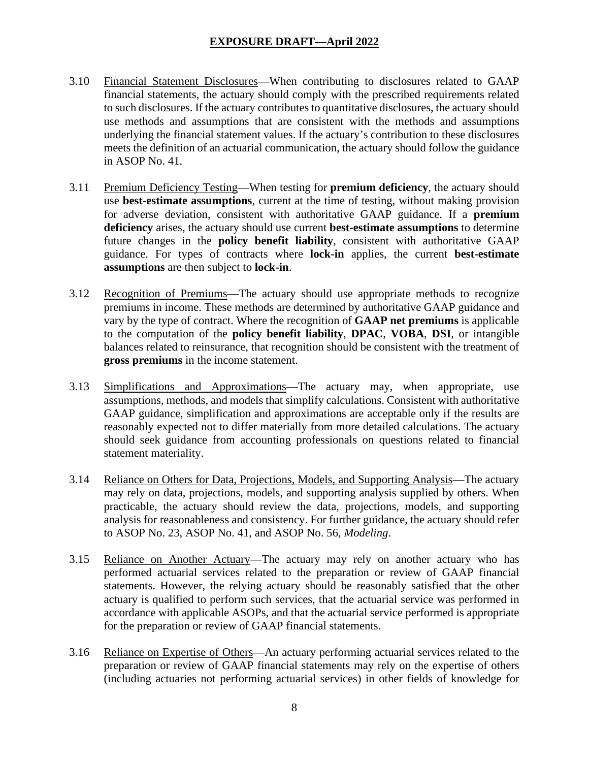3.10 Financial Statement Disclosures—When contributing to disclosures related to GAAP financial statements, the actuary should comply with the prescribed requirements related to such disclosures. If the actuary contributes to quantitative disclosures, the actuary should use methods and assumptions that are consistent with the methods and assumptions underlying the financial statement values. If the actuary's contribution to these disclosures meets the definition of an actuarial communication, the actuary should follow the guidance in ASOP No. 41.

3.11 Premium Deficiency Testing—When testing for **premium deficiency**, the actuary should use **best-estimate assumptions**, current at the time of testing, without making provision for adverse deviation, consistent with authoritative GAAP guidance. If a **premium deficiency** arises, the actuary should use current **best-estimate assumptions** to determine future changes in the **policy benefit liability**, consistent with authoritative GAAP guidance. For types of contracts where **lock-in** applies, the current **best-estimate assumptions** are then subject to **lock-in**.

3.12 Recognition of Premiums—The actuary should use appropriate methods to recognize premiums in income. These methods are determined by authoritative GAAP guidance and vary by the type of contract. Where the recognition of **GAAP net premiums** is applicable to the computation of the **policy benefit liability**, **DPAC**, **VOBA**, **DSI**, or intangible balances related to reinsurance, that recognition should be consistent with the treatment of **gross premiums** in the income statement.

3.13 Simplifications and Approximations—The actuary may, when appropriate, use assumptions, methods, and models that simplify calculations. Consistent with authoritative GAAP guidance, simplification and approximations are acceptable only if the results are reasonably expected not to differ materially from more detailed calculations. The actuary should seek guidance from accounting professionals on questions related to financial statement materiality.

3.14 Reliance on Others for Data, Projections, Models, and Supporting Analysis—The actuary may rely on data, projections, models, and supporting analysis supplied by others. When practicable, the actuary should review the data, projections, models, and supporting analysis for reasonableness and consistency. For further guidance, the actuary should refer to ASOP No. 23, ASOP No. 41, and ASOP No. 56, *Modeling*.

3.15 Reliance on Another Actuary—The actuary may rely on another actuary who has performed actuarial services related to the preparation or review of GAAP financial statements. However, the relying actuary should be reasonably satisfied that the other actuary is qualified to perform such services, that the actuarial service was performed in accordance with applicable ASOPs, and that the actuarial service performed is appropriate for the preparation or review of GAAP financial statements.

3.16 Reliance on Expertise of Others—An actuary performing actuarial services related to the preparation or review of GAAP financial statements may rely on the expertise of others (including actuaries not performing actuarial services) in other fields of knowledge for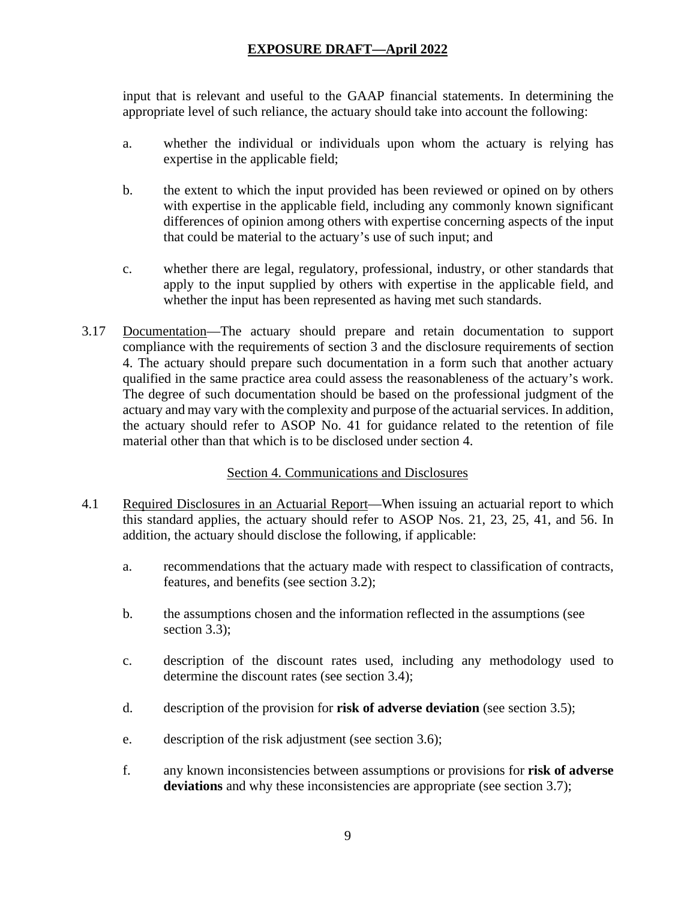input that is relevant and useful to the GAAP financial statements. In determining the appropriate level of such reliance, the actuary should take into account the following:

a. whether the individual or individuals upon whom the actuary is relying has expertise in the applicable field;

b. the extent to which the input provided has been reviewed or opined on by others with expertise in the applicable field, including any commonly known significant differences of opinion among others with expertise concerning aspects of the input that could be material to the actuary's use of such input; and

c. whether there are legal, regulatory, professional, industry, or other standards that apply to the input supplied by others with expertise in the applicable field, and whether the input has been represented as having met such standards.

3.17 Documentation—The actuary should prepare and retain documentation to support compliance with the requirements of section 3 and the disclosure requirements of section 4. The actuary should prepare such documentation in a form such that another actuary qualified in the same practice area could assess the reasonableness of the actuary's work. The degree of such documentation should be based on the professional judgment of the actuary and may vary with the complexity and purpose of the actuarial services. In addition, the actuary should refer to ASOP No. 41 for guidance related to the retention of file material other than that which is to be disclosed under section 4.

## Section 4. Communications and Disclosures

4.1 Required Disclosures in an Actuarial Report—When issuing an actuarial report to which this standard applies, the actuary should refer to ASOP Nos. 21, 23, 25, 41, and 56. In addition, the actuary should disclose the following, if applicable:

a. recommendations that the actuary made with respect to classification of contracts, features, and benefits (see section 3.2);

b. the assumptions chosen and the information reflected in the assumptions (see section 3.3);

c. description of the discount rates used, including any methodology used to determine the discount rates (see section 3.4);

d. description of the provision for **risk of adverse deviation** (see section 3.5);

e. description of the risk adjustment (see section 3.6);

f. any known inconsistencies between assumptions or provisions for **risk of adverse deviations** and why these inconsistencies are appropriate (see section 3.7);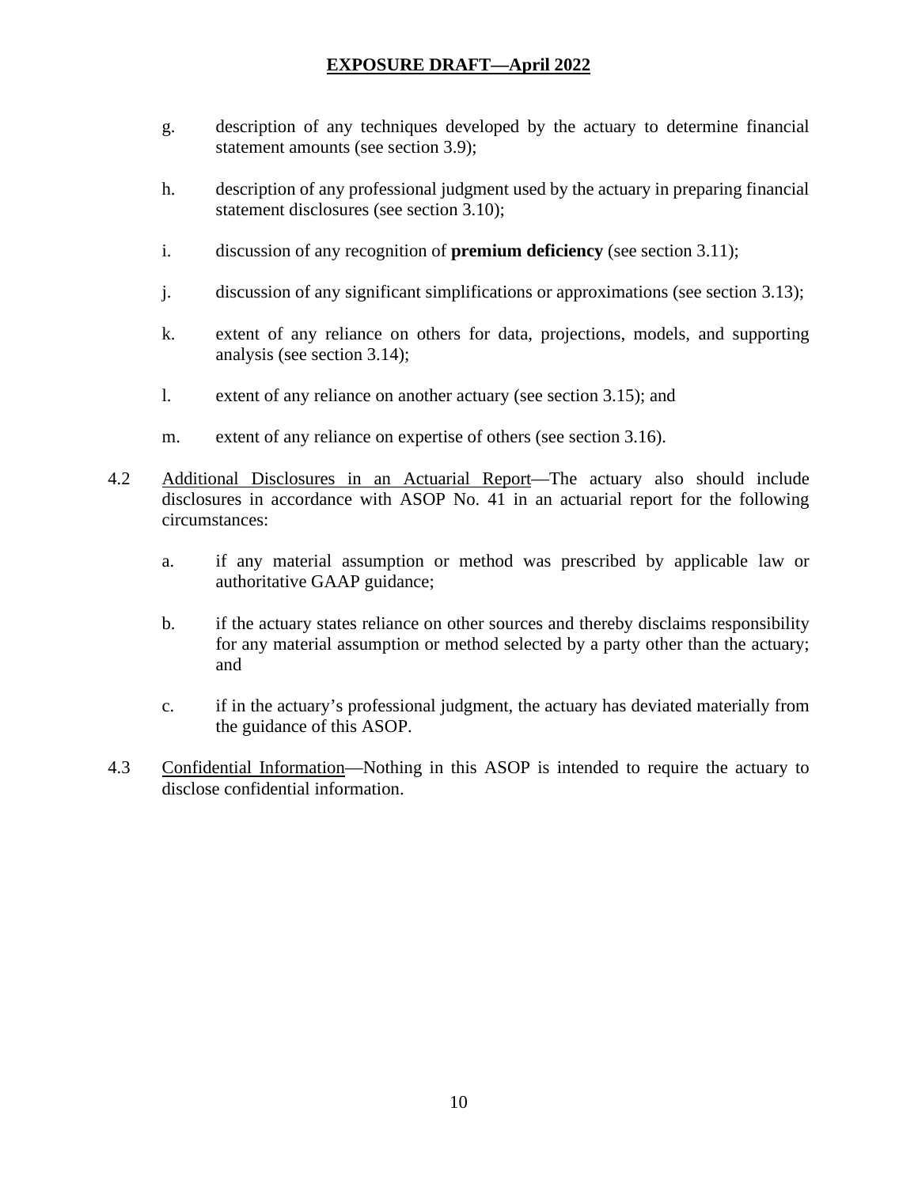g. description of any techniques developed by the actuary to determine financial statement amounts (see section 3.9);

h. description of any professional judgment used by the actuary in preparing financial statement disclosures (see section 3.10);

i. discussion of any recognition of **premium deficiency** (see section 3.11);

j. discussion of any significant simplifications or approximations (see section 3.13);

k. extent of any reliance on others for data, projections, models, and supporting analysis (see section 3.14);

l. extent of any reliance on another actuary (see section 3.15); and

m. extent of any reliance on expertise of others (see section 3.16).

4.2 Additional Disclosures in an Actuarial Report—The actuary also should include disclosures in accordance with ASOP No. 41 in an actuarial report for the following circumstances:

a. if any material assumption or method was prescribed by applicable law or authoritative GAAP guidance;

b. if the actuary states reliance on other sources and thereby disclaims responsibility for any material assumption or method selected by a party other than the actuary; and

c. if in the actuary's professional judgment, the actuary has deviated materially from the guidance of this ASOP.

4.3 Confidential Information—Nothing in this ASOP is intended to require the actuary to disclose confidential information.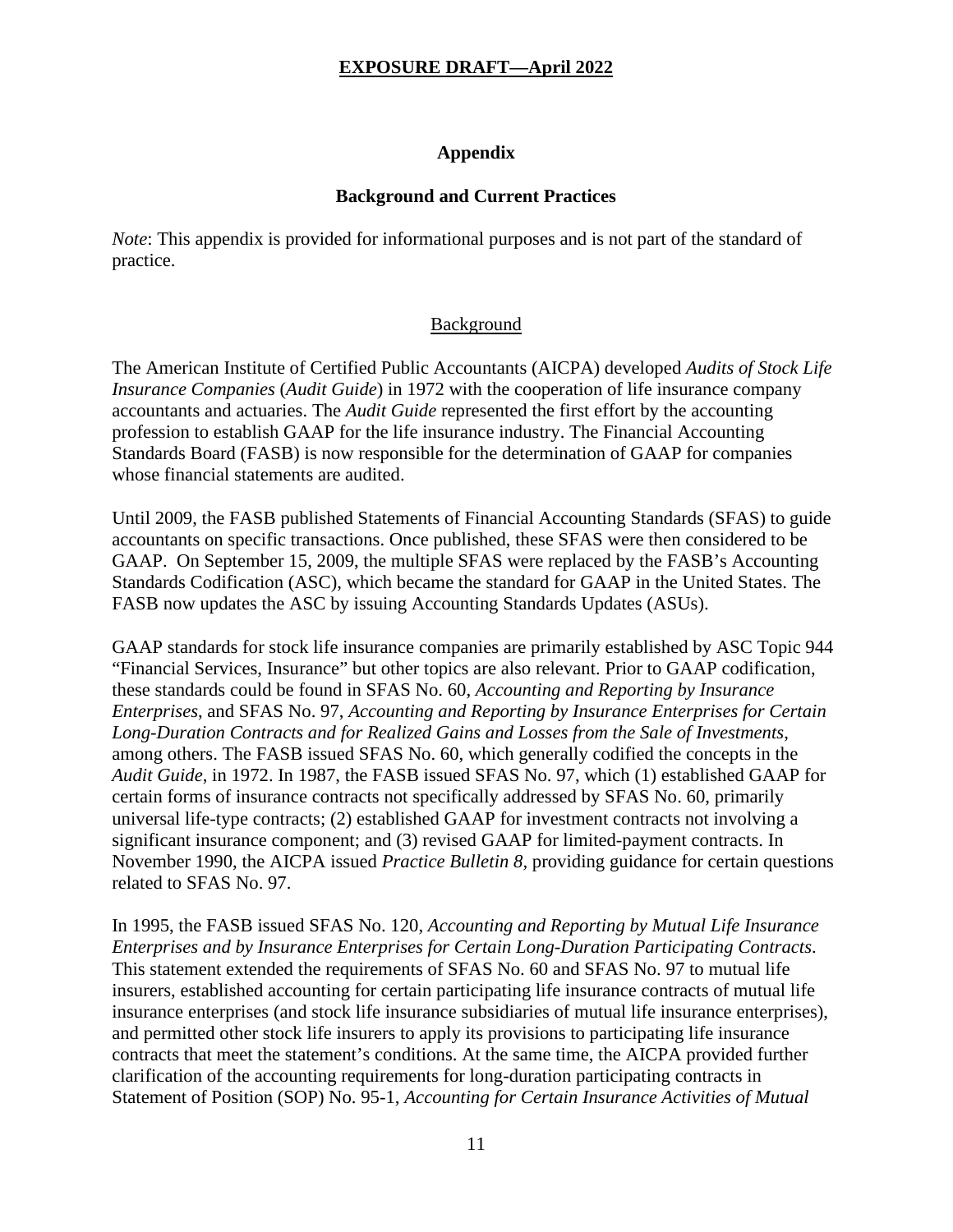## Appendix

### Background and Current Practices

*Note*: This appendix is provided for informational purposes and is not part of the standard of practice.

#### Background

The American Institute of Certified Public Accountants (AICPA) developed *Audits of Stock Life Insurance Companies* (*Audit Guide*) in 1972 with the cooperation of life insurance company accountants and actuaries. The *Audit Guide* represented the first effort by the accounting profession to establish GAAP for the life insurance industry. The Financial Accounting Standards Board (FASB) is now responsible for the determination of GAAP for companies whose financial statements are audited.

Until 2009, the FASB published Statements of Financial Accounting Standards (SFAS) to guide accountants on specific transactions. Once published, these SFAS were then considered to be GAAP. On September 15, 2009, the multiple SFAS were replaced by the FASB's Accounting Standards Codification (ASC), which became the standard for GAAP in the United States. The FASB now updates the ASC by issuing Accounting Standards Updates (ASUs).

GAAP standards for stock life insurance companies are primarily established by ASC Topic 944 "Financial Services, Insurance" but other topics are also relevant. Prior to GAAP codification, these standards could be found in SFAS No. 60, *Accounting and Reporting by Insurance Enterprises*, and SFAS No. 97, *Accounting and Reporting by Insurance Enterprises for Certain Long-Duration Contracts and for Realized Gains and Losses from the Sale of Investments*, among others. The FASB issued SFAS No. 60, which generally codified the concepts in the *Audit Guide*, in 1972. In 1987, the FASB issued SFAS No. 97, which (1) established GAAP for certain forms of insurance contracts not specifically addressed by SFAS No. 60, primarily universal life-type contracts; (2) established GAAP for investment contracts not involving a significant insurance component; and (3) revised GAAP for limited-payment contracts. In November 1990, the AICPA issued *Practice Bulletin 8,* providing guidance for certain questions related to SFAS No. 97.

In 1995, the FASB issued SFAS No. 120, *Accounting and Reporting by Mutual Life Insurance Enterprises and by Insurance Enterprises for Certain Long-Duration Participating Contracts*. This statement extended the requirements of SFAS No. 60 and SFAS No. 97 to mutual life insurers, established accounting for certain participating life insurance contracts of mutual life insurance enterprises (and stock life insurance subsidiaries of mutual life insurance enterprises), and permitted other stock life insurers to apply its provisions to participating life insurance contracts that meet the statement's conditions. At the same time, the AICPA provided further clarification of the accounting requirements for long-duration participating contracts in Statement of Position (SOP) No. 95-1, *Accounting for Certain Insurance Activities of Mutual*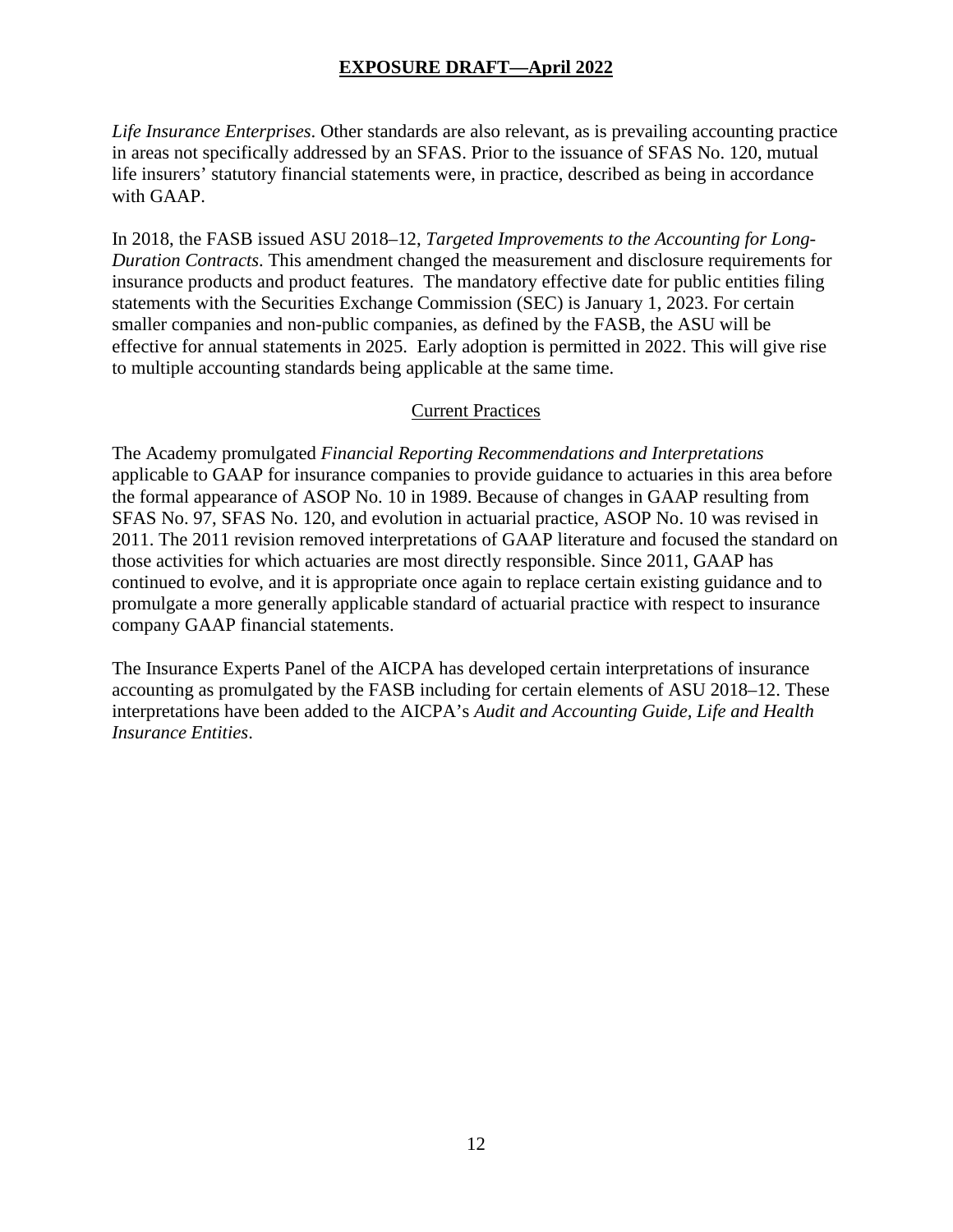*Life Insurance Enterprises*. Other standards are also relevant, as is prevailing accounting practice in areas not specifically addressed by an SFAS. Prior to the issuance of SFAS No. 120, mutual life insurers' statutory financial statements were, in practice, described as being in accordance with GAAP.

In 2018, the FASB issued ASU 2018–12, *Targeted Improvements to the Accounting for Long-Duration Contracts*. This amendment changed the measurement and disclosure requirements for insurance products and product features. The mandatory effective date for public entities filing statements with the Securities Exchange Commission (SEC) is January 1, 2023. For certain smaller companies and non-public companies, as defined by the FASB, the ASU will be effective for annual statements in 2025. Early adoption is permitted in 2022. This will give rise to multiple accounting standards being applicable at the same time.

## Current Practices

The Academy promulgated *Financial Reporting Recommendations and Interpretations* applicable to GAAP for insurance companies to provide guidance to actuaries in this area before the formal appearance of ASOP No. 10 in 1989. Because of changes in GAAP resulting from SFAS No. 97, SFAS No. 120, and evolution in actuarial practice, ASOP No. 10 was revised in 2011. The 2011 revision removed interpretations of GAAP literature and focused the standard on those activities for which actuaries are most directly responsible. Since 2011, GAAP has continued to evolve, and it is appropriate once again to replace certain existing guidance and to promulgate a more generally applicable standard of actuarial practice with respect to insurance company GAAP financial statements.

The Insurance Experts Panel of the AICPA has developed certain interpretations of insurance accounting as promulgated by the FASB including for certain elements of ASU 2018–12. These interpretations have been added to the AICPA's *Audit and Accounting Guide, Life and Health Insurance Entities*.